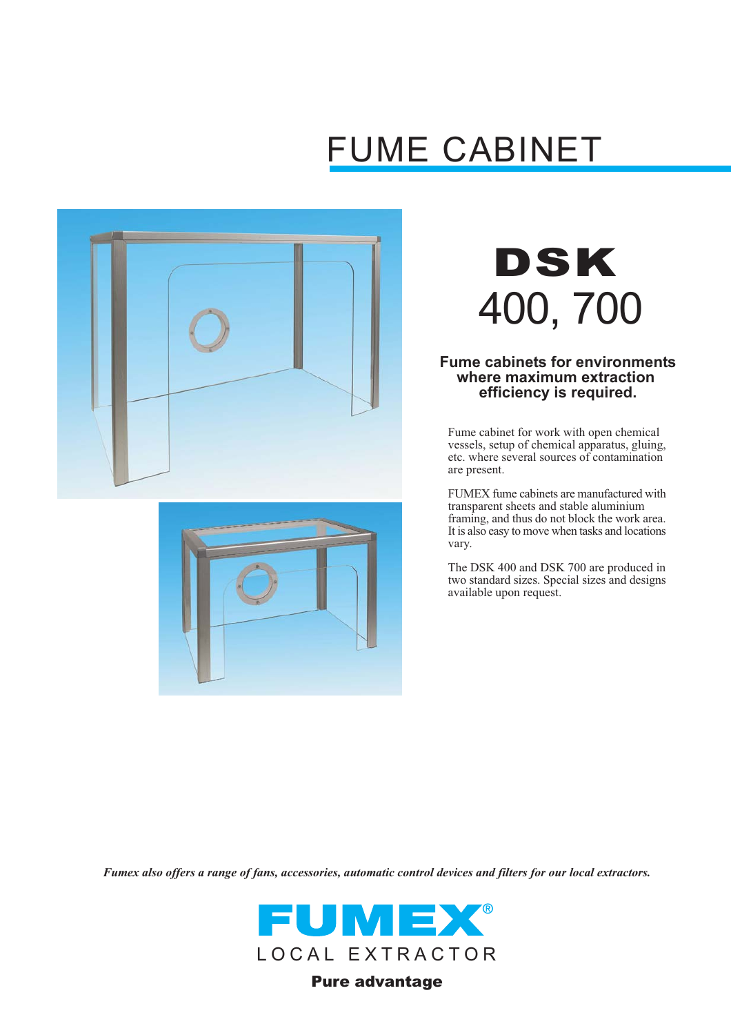# FUME CABINET

# DSK
# 400, 700

**Fume cabinets for environments where maximum extraction efficiency is required.**

Fume cabinet for work with open chemical vessels, setup of chemical apparatus, gluing, etc. where several sources of contamination are present.

FUMEX fume cabinets are manufactured with transparent sheets and stable aluminium framing, and thus do not block the work area. It is also easy to move when tasks and locations vary.

The DSK 400 and DSK 700 are produced in two standard sizes. Special sizes and designs available upon request.

***Fumex also offers a range of fans, accessories, automatic control devices and filters for our local extractors.***

**FUMEX®**
LOCAL EXTRACTOR
**Pure advantage**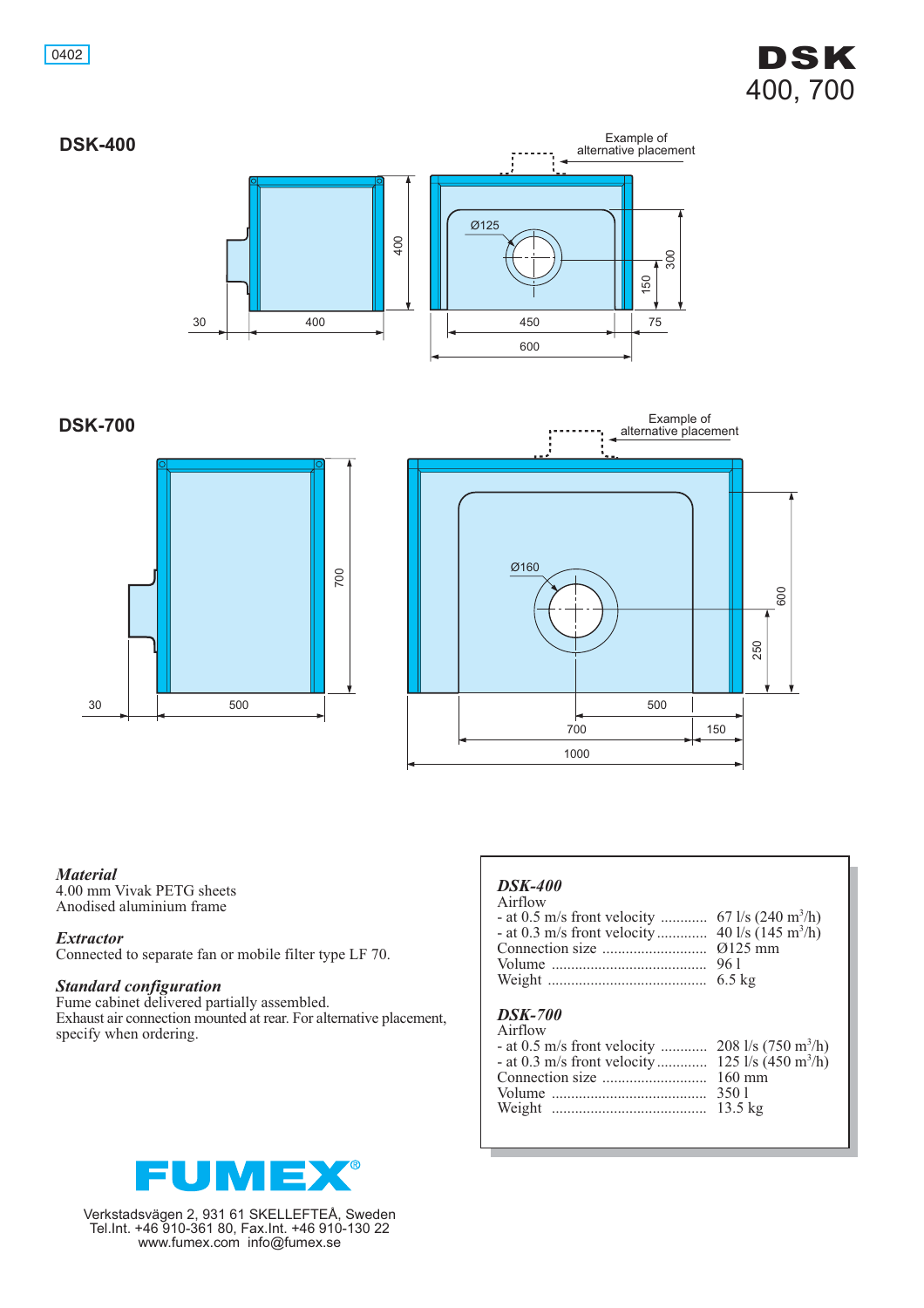0402

# DSK 400, 700

## DSK-400

Example of alternative placement

Ø125

400

30

400

450

75

600

150

300

## DSK-700

Example of alternative placement

Ø160

700

30

500

500

700

150

1000

250

600

***Material***

4.00 mm Vivak PETG sheets
Anodised aluminium frame

***Extractor***

Connected to separate fan or mobile filter type LF 70.

***Standard configuration***

Fume cabinet delivered partially assembled.
Exhaust air connection mounted at rear. For alternative placement, specify when ordering.

***DSK-400***

| | |
|---|---|
| Airflow | |
| - at 0.5 m/s front velocity | 67 l/s (240 $m^3$/h) |
| - at 0.3 m/s front velocity | 40 l/s (145 $m^3$/h) |
| Connection size | Ø125 mm |
| Volume | 96 l |
| Weight | 6.5 kg |

***DSK-700***

| | |
|---|---|
| Airflow | |
| - at 0.5 m/s front velocity | 208 l/s (750 $m^3$/h) |
| - at 0.3 m/s front velocity | 125 l/s (450 $m^3$/h) |
| Connection size | 160 mm |
| Volume | 350 l |
| Weight | 13.5 kg |

FUMEX®

Verkstadsvägen 2, 931 61 SKELLEFTEÅ, Sweden
Tel.Int. +46 910-361 80, Fax.Int. +46 910-130 22
www.fumex.com info@fumex.se